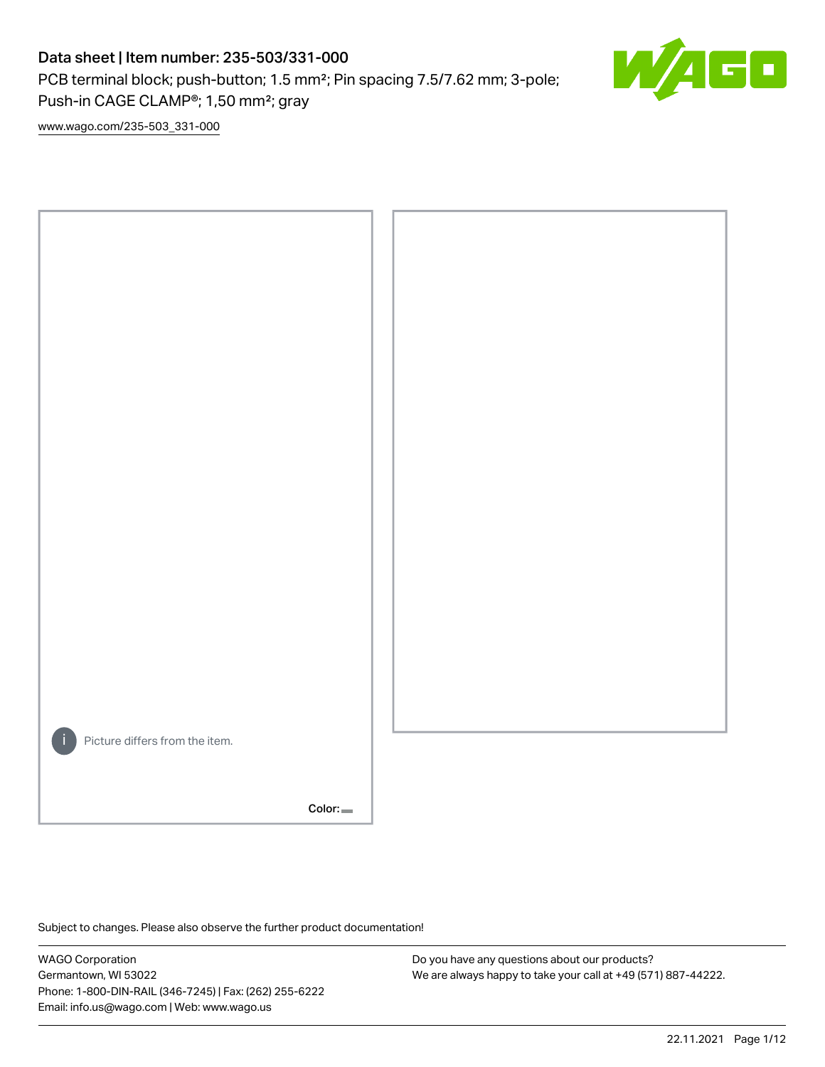# Data sheet | Item number: 235-503/331-000

PCB terminal block; push-button; 1.5 mm²; Pin spacing 7.5/7.62 mm; 3-pole; Push-in CAGE CLAMP®; 1,50 mm²; gray

www.wago.com/235-503_331-000

Picture differs from the item.

Color:

Subject to changes. Please also observe the further product documentation!

WAGO Corporation
Germantown, WI 53022
Phone: 1-800-DIN-RAIL (346-7245) | Fax: (262) 255-6222
Email: info.us@wago.com | Web: www.wago.us

Do you have any questions about our products?
We are always happy to take your call at +49 (571) 887-44222.

22.11.2021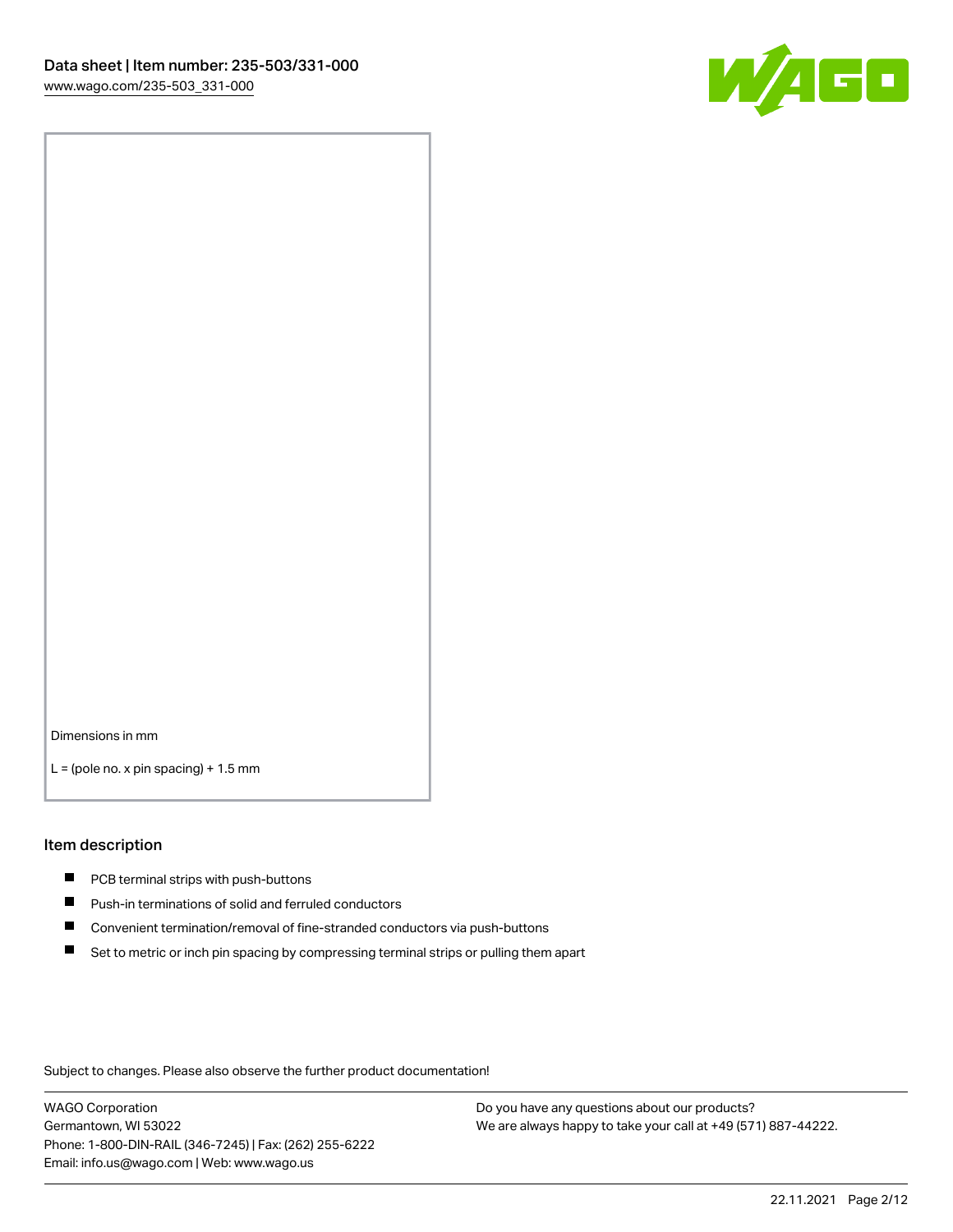Dimensions in mm

L = (pole no. x pin spacing) + 1.5 mm

## Item description

- PCB terminal strips with push-buttons
- Push-in terminations of solid and ferruled conductors
- Convenient termination/removal of fine-stranded conductors via push-buttons
- Set to metric or inch pin spacing by compressing terminal strips or pulling them apart

Subject to changes. Please also observe the further product documentation!

WAGO Corporation
Germantown, WI 53022
Phone: 1-800-DIN-RAIL (346-7245) | Fax: (262) 255-6222
Email: info.us@wago.com | Web: www.wago.us

Do you have any questions about our products?
We are always happy to take your call at +49 (571) 887-44222.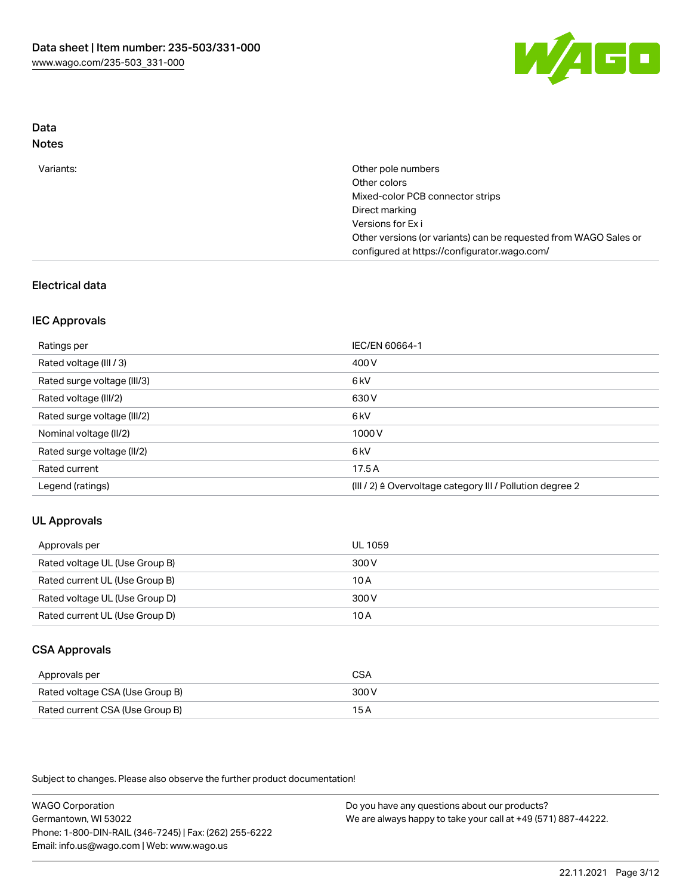## Data
### Notes

| | |
|---|---|
| Variants: | Other pole numbers<br>Other colors<br>Mixed-color PCB connector strips<br>Direct marking<br>Versions for Ex i<br>Other versions (or variants) can be requested from WAGO Sales or configured at https://configurator.wago.com/ |

## Electrical data

### IEC Approvals

| | |
|---|---|
| Ratings per | IEC/EN 60664-1 |
| Rated voltage (III / 3) | 400 V |
| Rated surge voltage (III/3) | 6 kV |
| Rated voltage (III/2) | 630 V |
| Rated surge voltage (III/2) | 6 kV |
| Nominal voltage (II/2) | 1000 V |
| Rated surge voltage (II/2) | 6 kV |
| Rated current | 17.5 A |
| Legend (ratings) | (III / 2) ≙ Overvoltage category III / Pollution degree 2 |

### UL Approvals

| | |
|---|---|
| Approvals per | UL 1059 |
| Rated voltage UL (Use Group B) | 300 V |
| Rated current UL (Use Group B) | 10 A |
| Rated voltage UL (Use Group D) | 300 V |
| Rated current UL (Use Group D) | 10 A |

### CSA Approvals

| | |
|---|---|
| Approvals per | CSA |
| Rated voltage CSA (Use Group B) | 300 V |
| Rated current CSA (Use Group B) | 15 A |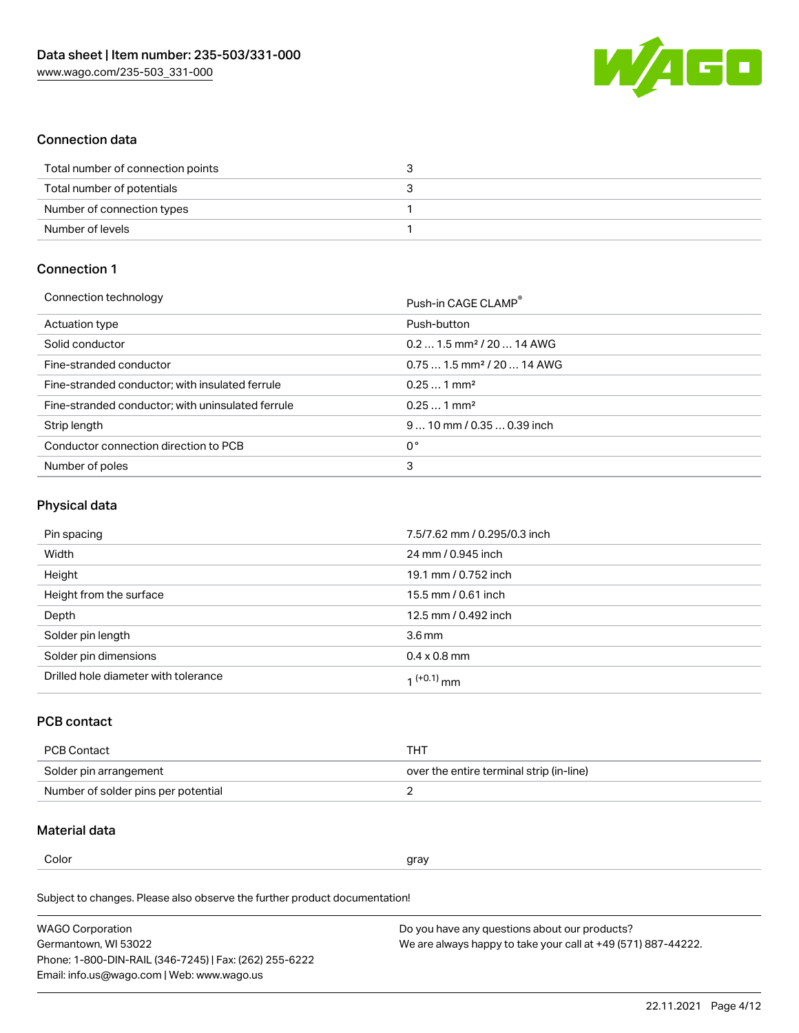## Connection data

| | |
|---|---|
| Total number of connection points | 3 |
| Total number of potentials | 3 |
| Number of connection types | 1 |
| Number of levels | 1 |

## Connection 1

| | |
|---|---|
| Connection technology | Push-in CAGE CLAMP® |
| Actuation type | Push-button |
| Solid conductor | 0.2 … 1.5 mm² / 20 … 14 AWG |
| Fine-stranded conductor | 0.75 … 1.5 mm² / 20 … 14 AWG |
| Fine-stranded conductor; with insulated ferrule | 0.25 … 1 mm² |
| Fine-stranded conductor; with uninsulated ferrule | 0.25 … 1 mm² |
| Strip length | 9 … 10 mm / 0.35 … 0.39 inch |
| Conductor connection direction to PCB | 0 ° |
| Number of poles | 3 |

## Physical data

| | |
|---|---|
| Pin spacing | 7.5/7.62 mm / 0.295/0.3 inch |
| Width | 24 mm / 0.945 inch |
| Height | 19.1 mm / 0.752 inch |
| Height from the surface | 15.5 mm / 0.61 inch |
| Depth | 12.5 mm / 0.492 inch |
| Solder pin length | 3.6 mm |
| Solder pin dimensions | 0.4 x 0.8 mm |
| Drilled hole diameter with tolerance | $1^{(+0.1)}$ mm |

## PCB contact

| | |
|---|---|
| PCB Contact | THT |
| Solder pin arrangement | over the entire terminal strip (in-line) |
| Number of solder pins per potential | 2 |

## Material data

| | |
|---|---|
| Color | gray |

Subject to changes. Please also observe the further product documentation!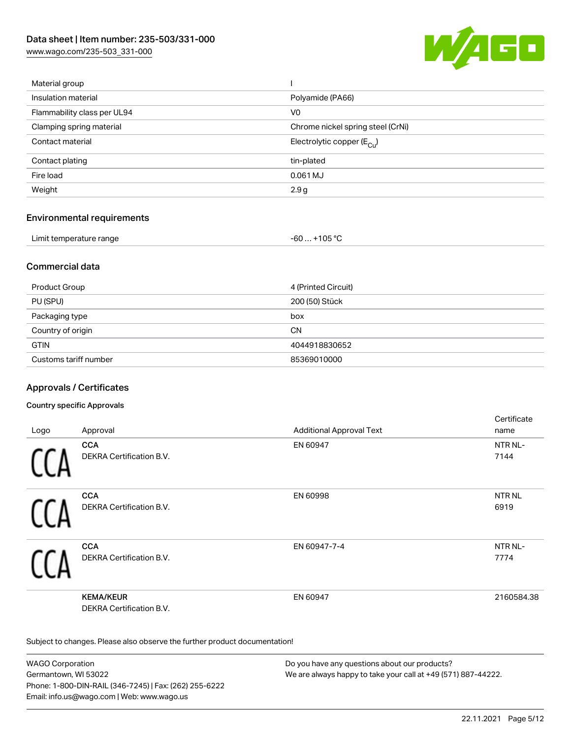| | |
|---|---|
| Material group | I |
| Insulation material | Polyamide (PA66) |
| Flammability class per UL94 | V0 |
| Clamping spring material | Chrome nickel spring steel (CrNi) |
| Contact material | Electrolytic copper ($E_{Cu}$) |
| Contact plating | tin-plated |
| Fire load | 0.061 MJ |
| Weight | 2.9 g |

## Environmental requirements

| | |
|---|---|
| Limit temperature range | -60 … +105 °C |

## Commercial data

| | |
|---|---|
| Product Group | 4 (Printed Circuit) |
| PU (SPU) | 200 (50) Stück |
| Packaging type | box |
| Country of origin | CN |
| GTIN | 4044918830652 |
| Customs tariff number | 85369010000 |

## Approvals / Certificates

### Country specific Approvals

| Logo | Approval | Additional Approval Text | Certificate name |
|---|---|---|---|
| CCA | **CCA** DEKRA Certification B.V. | EN 60947 | NTR NL-7144 |
| CCA | **CCA** DEKRA Certification B.V. | EN 60998 | NTR NL 6919 |
| CCA | **CCA** DEKRA Certification B.V. | EN 60947-7-4 | NTR NL-7774 |
| | **KEMA/KEUR** DEKRA Certification B.V. | EN 60947 | 2160584.38 |

Subject to changes. Please also observe the further product documentation!

WAGO Corporation
Germantown, WI 53022
Phone: 1-800-DIN-RAIL (346-7245) | Fax: (262) 255-6222
Email: info.us@wago.com | Web: www.wago.us

Do you have any questions about our products?
We are always happy to take your call at +49 (571) 887-44222.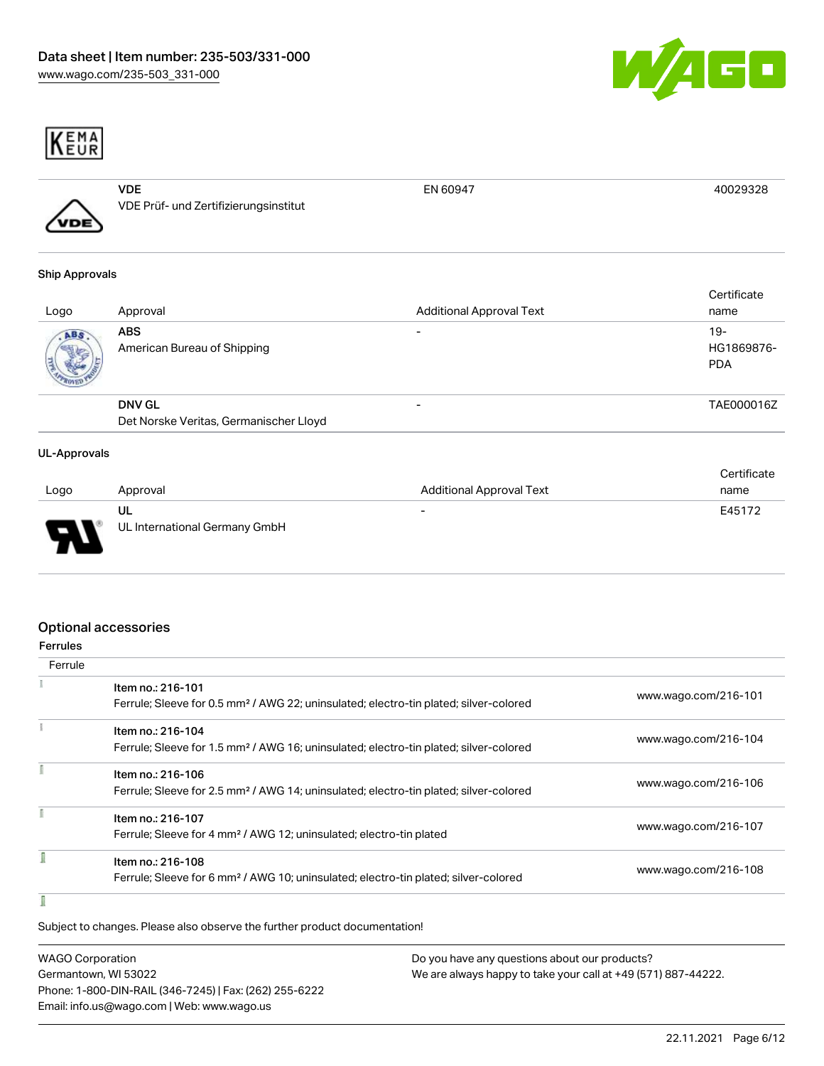KEMA EUR

| | | | |
|---|---|---|---|
| | **VDE**<br>VDE Prüf- und Zertifizierungsinstitut | EN 60947 | 40029328 |

### Ship Approvals

| Logo | Approval | Additional Approval Text | Certificate name |
|---|---|---|---|
| | **ABS**<br>American Bureau of Shipping | - | 19-HG1869876-PDA |
| | **DNV GL**<br>Det Norske Veritas, Germanischer Lloyd | - | TAE000016Z |

### UL-Approvals

| Logo | Approval | Additional Approval Text | Certificate name |
|---|---|---|---|
| | **UL**<br>UL International Germany GmbH | - | E45172 |

## Optional accessories

### Ferrules

| Ferrule | | |
|---|---|---|
| | Item no.: 216-101<br>Ferrule; Sleeve for 0.5 mm² / AWG 22; uninsulated; electro-tin plated; silver-colored | www.wago.com/216-101 |
| | Item no.: 216-104<br>Ferrule; Sleeve for 1.5 mm² / AWG 16; uninsulated; electro-tin plated; silver-colored | www.wago.com/216-104 |
| | Item no.: 216-106<br>Ferrule; Sleeve for 2.5 mm² / AWG 14; uninsulated; electro-tin plated; silver-colored | www.wago.com/216-106 |
| | Item no.: 216-107<br>Ferrule; Sleeve for 4 mm² / AWG 12; uninsulated; electro-tin plated | www.wago.com/216-107 |
| | Item no.: 216-108<br>Ferrule; Sleeve for 6 mm² / AWG 10; uninsulated; electro-tin plated; silver-colored | www.wago.com/216-108 |

Subject to changes. Please also observe the further product documentation!

WAGO Corporation
Germantown, WI 53022
Phone: 1-800-DIN-RAIL (346-7245) | Fax: (262) 255-6222
Email: info.us@wago.com | Web: www.wago.us

Do you have any questions about our products?
We are always happy to take your call at +49 (571) 887-44222.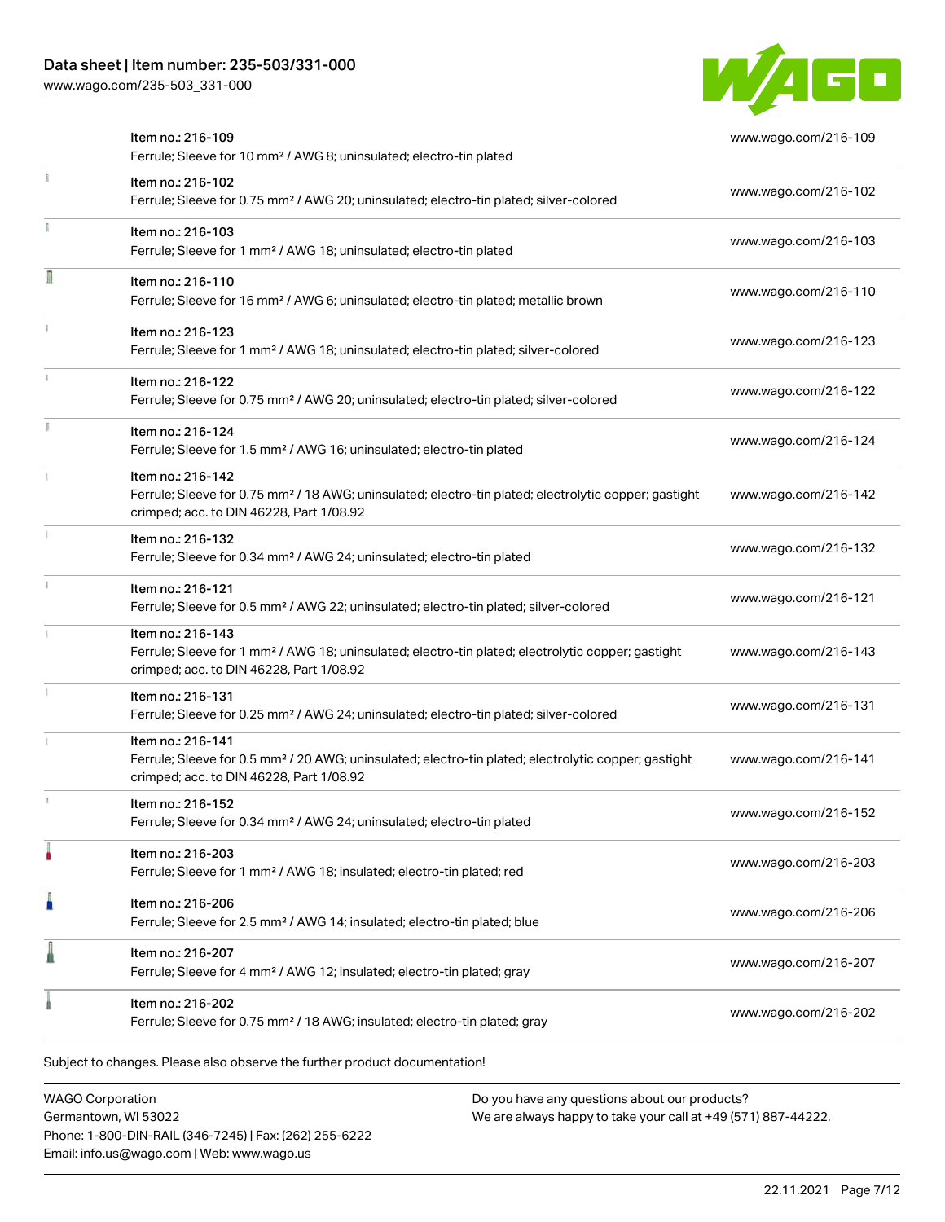| Item | Link |
| --- | --- |
| Item no.: 216-109<br>Ferrule; Sleeve for 10 mm² / AWG 8; uninsulated; electro-tin plated | www.wago.com/216-109 |
| Item no.: 216-102<br>Ferrule; Sleeve for 0.75 mm² / AWG 20; uninsulated; electro-tin plated; silver-colored | www.wago.com/216-102 |
| Item no.: 216-103<br>Ferrule; Sleeve for 1 mm² / AWG 18; uninsulated; electro-tin plated | www.wago.com/216-103 |
| Item no.: 216-110<br>Ferrule; Sleeve for 16 mm² / AWG 6; uninsulated; electro-tin plated; metallic brown | www.wago.com/216-110 |
| Item no.: 216-123<br>Ferrule; Sleeve for 1 mm² / AWG 18; uninsulated; electro-tin plated; silver-colored | www.wago.com/216-123 |
| Item no.: 216-122<br>Ferrule; Sleeve for 0.75 mm² / AWG 20; uninsulated; electro-tin plated; silver-colored | www.wago.com/216-122 |
| Item no.: 216-124<br>Ferrule; Sleeve for 1.5 mm² / AWG 16; uninsulated; electro-tin plated | www.wago.com/216-124 |
| Item no.: 216-142<br>Ferrule; Sleeve for 0.75 mm² / 18 AWG; uninsulated; electro-tin plated; electrolytic copper; gastight crimped; acc. to DIN 46228, Part 1/08.92 | www.wago.com/216-142 |
| Item no.: 216-132<br>Ferrule; Sleeve for 0.34 mm² / AWG 24; uninsulated; electro-tin plated | www.wago.com/216-132 |
| Item no.: 216-121<br>Ferrule; Sleeve for 0.5 mm² / AWG 22; uninsulated; electro-tin plated; silver-colored | www.wago.com/216-121 |
| Item no.: 216-143<br>Ferrule; Sleeve for 1 mm² / AWG 18; uninsulated; electro-tin plated; electrolytic copper; gastight crimped; acc. to DIN 46228, Part 1/08.92 | www.wago.com/216-143 |
| Item no.: 216-131<br>Ferrule; Sleeve for 0.25 mm² / AWG 24; uninsulated; electro-tin plated; silver-colored | www.wago.com/216-131 |
| Item no.: 216-141<br>Ferrule; Sleeve for 0.5 mm² / 20 AWG; uninsulated; electro-tin plated; electrolytic copper; gastight crimped; acc. to DIN 46228, Part 1/08.92 | www.wago.com/216-141 |
| Item no.: 216-152<br>Ferrule; Sleeve for 0.34 mm² / AWG 24; uninsulated; electro-tin plated | www.wago.com/216-152 |
| Item no.: 216-203<br>Ferrule; Sleeve for 1 mm² / AWG 18; insulated; electro-tin plated; red | www.wago.com/216-203 |
| Item no.: 216-206<br>Ferrule; Sleeve for 2.5 mm² / AWG 14; insulated; electro-tin plated; blue | www.wago.com/216-206 |
| Item no.: 216-207<br>Ferrule; Sleeve for 4 mm² / AWG 12; insulated; electro-tin plated; gray | www.wago.com/216-207 |
| Item no.: 216-202<br>Ferrule; Sleeve for 0.75 mm² / 18 AWG; insulated; electro-tin plated; gray | www.wago.com/216-202 |

Subject to changes. Please also observe the further product documentation!

WAGO Corporation
Germantown, WI 53022
Phone: 1-800-DIN-RAIL (346-7245) | Fax: (262) 255-6222
Email: info.us@wago.com | Web: www.wago.us

Do you have any questions about our products?
We are always happy to take your call at +49 (571) 887-44222.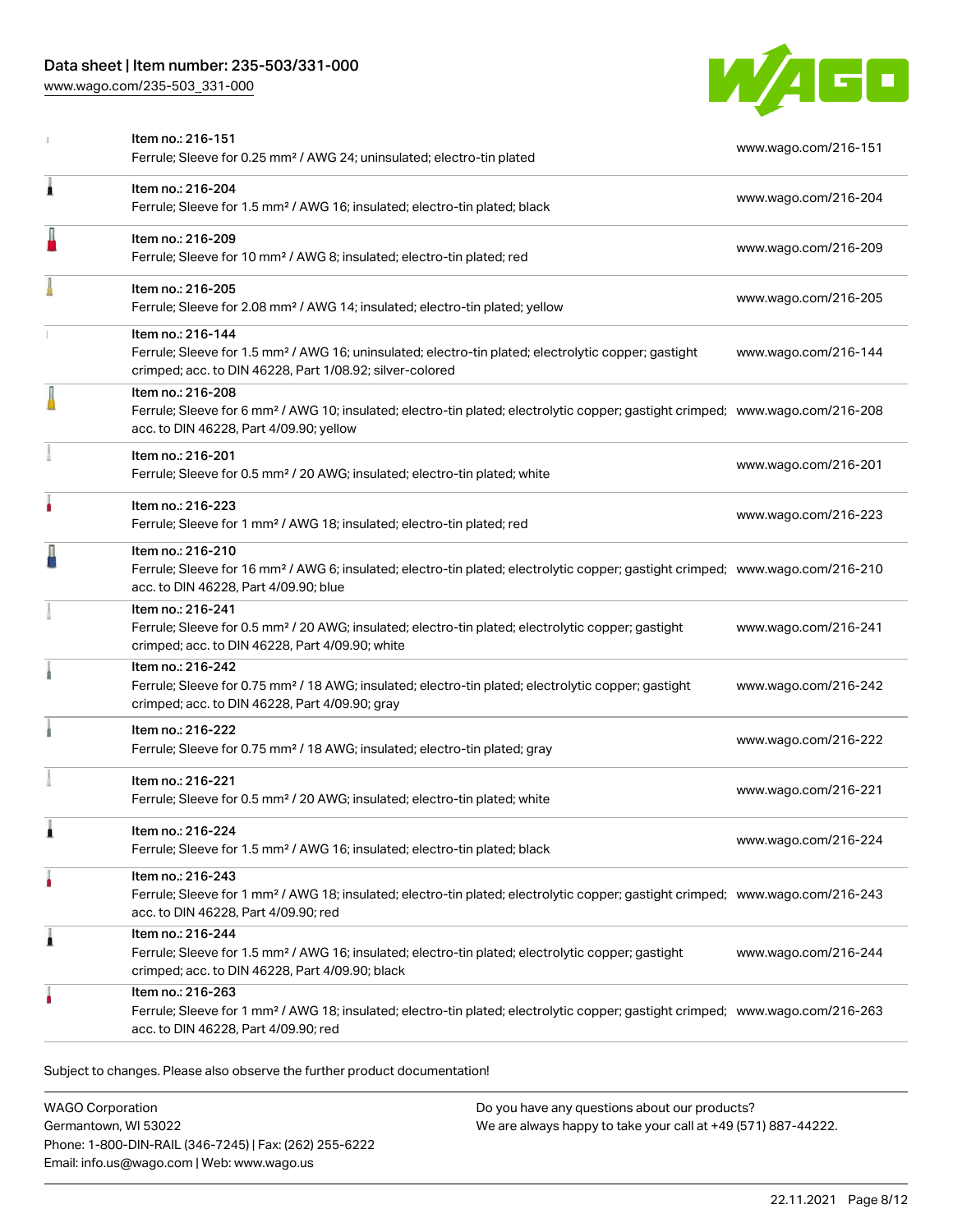| Item | Description | Link |
| --- | --- | --- |
| Item no.: 216-151 | Ferrule; Sleeve for 0.25 mm² / AWG 24; uninsulated; electro-tin plated | www.wago.com/216-151 |
| Item no.: 216-204 | Ferrule; Sleeve for 1.5 mm² / AWG 16; insulated; electro-tin plated; black | www.wago.com/216-204 |
| Item no.: 216-209 | Ferrule; Sleeve for 10 mm² / AWG 8; insulated; electro-tin plated; red | www.wago.com/216-209 |
| Item no.: 216-205 | Ferrule; Sleeve for 2.08 mm² / AWG 14; insulated; electro-tin plated; yellow | www.wago.com/216-205 |
| Item no.: 216-144 | Ferrule; Sleeve for 1.5 mm² / AWG 16; uninsulated; electro-tin plated; electrolytic copper; gastight crimped; acc. to DIN 46228, Part 1/08.92; silver-colored | www.wago.com/216-144 |
| Item no.: 216-208 | Ferrule; Sleeve for 6 mm² / AWG 10; insulated; electro-tin plated; electrolytic copper; gastight crimped; acc. to DIN 46228, Part 4/09.90; yellow | www.wago.com/216-208 |
| Item no.: 216-201 | Ferrule; Sleeve for 0.5 mm² / 20 AWG; insulated; electro-tin plated; white | www.wago.com/216-201 |
| Item no.: 216-223 | Ferrule; Sleeve for 1 mm² / AWG 18; insulated; electro-tin plated; red | www.wago.com/216-223 |
| Item no.: 216-210 | Ferrule; Sleeve for 16 mm² / AWG 6; insulated; electro-tin plated; electrolytic copper; gastight crimped; acc. to DIN 46228, Part 4/09.90; blue | www.wago.com/216-210 |
| Item no.: 216-241 | Ferrule; Sleeve for 0.5 mm² / 20 AWG; insulated; electro-tin plated; electrolytic copper; gastight crimped; acc. to DIN 46228, Part 4/09.90; white | www.wago.com/216-241 |
| Item no.: 216-242 | Ferrule; Sleeve for 0.75 mm² / 18 AWG; insulated; electro-tin plated; electrolytic copper; gastight crimped; acc. to DIN 46228, Part 4/09.90; gray | www.wago.com/216-242 |
| Item no.: 216-222 | Ferrule; Sleeve for 0.75 mm² / 18 AWG; insulated; electro-tin plated; gray | www.wago.com/216-222 |
| Item no.: 216-221 | Ferrule; Sleeve for 0.5 mm² / 20 AWG; insulated; electro-tin plated; white | www.wago.com/216-221 |
| Item no.: 216-224 | Ferrule; Sleeve for 1.5 mm² / AWG 16; insulated; electro-tin plated; black | www.wago.com/216-224 |
| Item no.: 216-243 | Ferrule; Sleeve for 1 mm² / AWG 18; insulated; electro-tin plated; electrolytic copper; gastight crimped; acc. to DIN 46228, Part 4/09.90; red | www.wago.com/216-243 |
| Item no.: 216-244 | Ferrule; Sleeve for 1.5 mm² / AWG 16; insulated; electro-tin plated; electrolytic copper; gastight crimped; acc. to DIN 46228, Part 4/09.90; black | www.wago.com/216-244 |
| Item no.: 216-263 | Ferrule; Sleeve for 1 mm² / AWG 18; insulated; electro-tin plated; electrolytic copper; gastight crimped; acc. to DIN 46228, Part 4/09.90; red | www.wago.com/216-263 |

Subject to changes. Please also observe the further product documentation!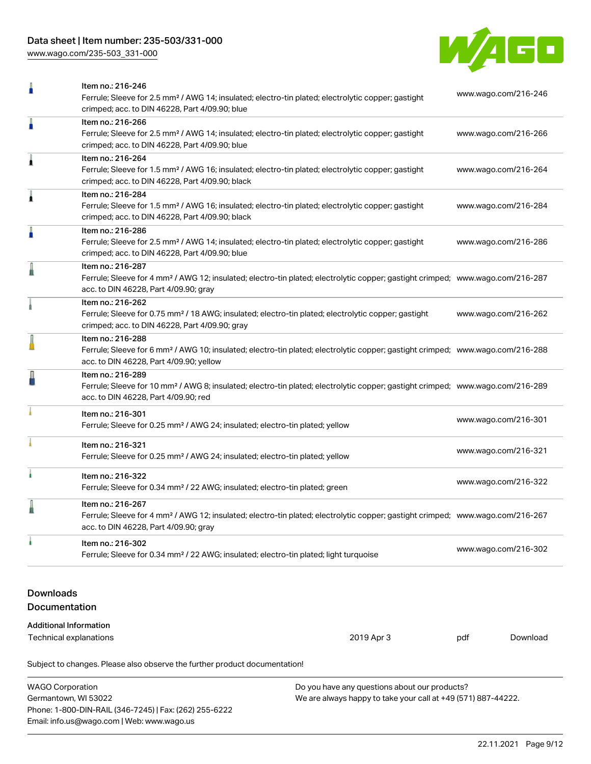| Item | Link |
| --- | --- |
| Item no.: 216-246<br>Ferrule; Sleeve for 2.5 mm² / AWG 14; insulated; electro-tin plated; electrolytic copper; gastight crimped; acc. to DIN 46228, Part 4/09.90; blue | www.wago.com/216-246 |
| Item no.: 216-266<br>Ferrule; Sleeve for 2.5 mm² / AWG 14; insulated; electro-tin plated; electrolytic copper; gastight crimped; acc. to DIN 46228, Part 4/09.90; blue | www.wago.com/216-266 |
| Item no.: 216-264<br>Ferrule; Sleeve for 1.5 mm² / AWG 16; insulated; electro-tin plated; electrolytic copper; gastight crimped; acc. to DIN 46228, Part 4/09.90; black | www.wago.com/216-264 |
| Item no.: 216-284<br>Ferrule; Sleeve for 1.5 mm² / AWG 16; insulated; electro-tin plated; electrolytic copper; gastight crimped; acc. to DIN 46228, Part 4/09.90; black | www.wago.com/216-284 |
| Item no.: 216-286<br>Ferrule; Sleeve for 2.5 mm² / AWG 14; insulated; electro-tin plated; electrolytic copper; gastight crimped; acc. to DIN 46228, Part 4/09.90; blue | www.wago.com/216-286 |
| Item no.: 216-287<br>Ferrule; Sleeve for 4 mm² / AWG 12; insulated; electro-tin plated; electrolytic copper; gastight crimped; acc. to DIN 46228, Part 4/09.90; gray | www.wago.com/216-287 |
| Item no.: 216-262<br>Ferrule; Sleeve for 0.75 mm² / 18 AWG; insulated; electro-tin plated; electrolytic copper; gastight crimped; acc. to DIN 46228, Part 4/09.90; gray | www.wago.com/216-262 |
| Item no.: 216-288<br>Ferrule; Sleeve for 6 mm² / AWG 10; insulated; electro-tin plated; electrolytic copper; gastight crimped; acc. to DIN 46228, Part 4/09.90; yellow | www.wago.com/216-288 |
| Item no.: 216-289<br>Ferrule; Sleeve for 10 mm² / AWG 8; insulated; electro-tin plated; electrolytic copper; gastight crimped; acc. to DIN 46228, Part 4/09.90; red | www.wago.com/216-289 |
| Item no.: 216-301<br>Ferrule; Sleeve for 0.25 mm² / AWG 24; insulated; electro-tin plated; yellow | www.wago.com/216-301 |
| Item no.: 216-321<br>Ferrule; Sleeve for 0.25 mm² / AWG 24; insulated; electro-tin plated; yellow | www.wago.com/216-321 |
| Item no.: 216-322<br>Ferrule; Sleeve for 0.34 mm² / 22 AWG; insulated; electro-tin plated; green | www.wago.com/216-322 |
| Item no.: 216-267<br>Ferrule; Sleeve for 4 mm² / AWG 12; insulated; electro-tin plated; electrolytic copper; gastight crimped; acc. to DIN 46228, Part 4/09.90; gray | www.wago.com/216-267 |
| Item no.: 216-302<br>Ferrule; Sleeve for 0.34 mm² / 22 AWG; insulated; electro-tin plated; light turquoise | www.wago.com/216-302 |

## Downloads

### Documentation

**Additional Information**

| Technical explanations | 2019 Apr 3 | pdf | Download |
| --- | --- | --- | --- |

Subject to changes. Please also observe the further product documentation!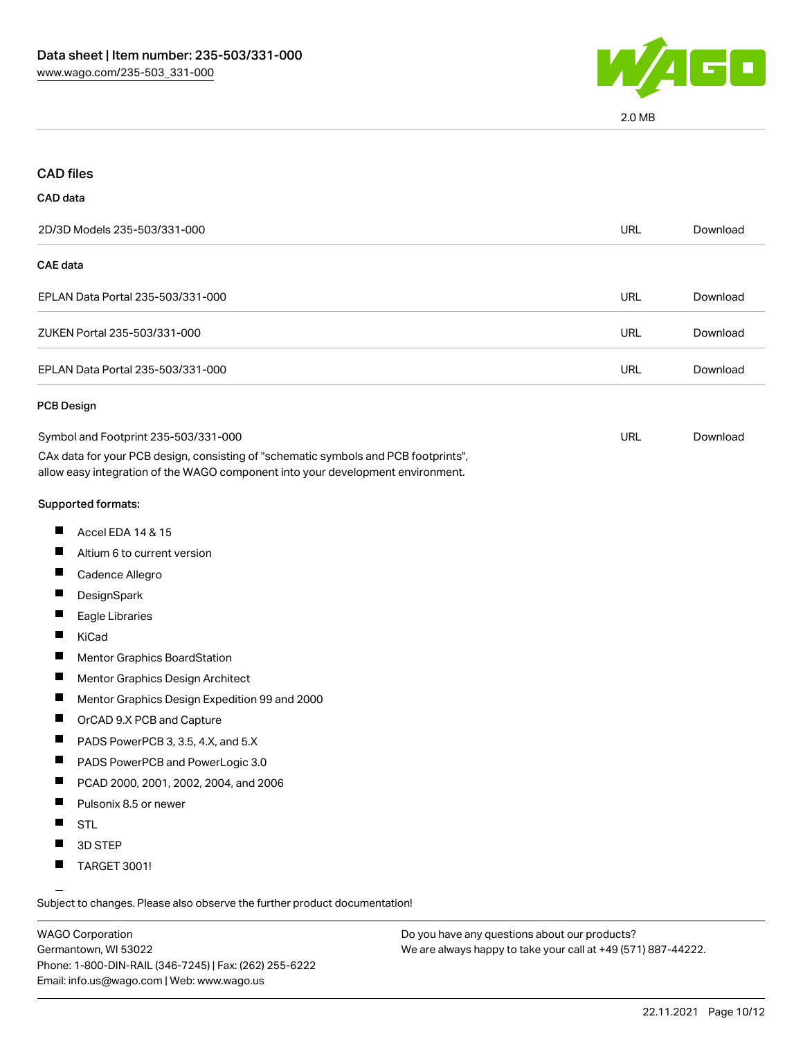2.0 MB

## CAD files

### CAD data

| | | |
|---|---|---|
| 2D/3D Models 235-503/331-000 | URL | Download |

### CAE data

| | | |
|---|---|---|
| EPLAN Data Portal 235-503/331-000 | URL | Download |
| ZUKEN Portal 235-503/331-000 | URL | Download |
| EPLAN Data Portal 235-503/331-000 | URL | Download |

### PCB Design

| | | |
|---|---|---|
| Symbol and Footprint 235-503/331-000 | URL | Download |

CAx data for your PCB design, consisting of "schematic symbols and PCB footprints", allow easy integration of the WAGO component into your development environment.

Supported formats:

- Accel EDA 14 & 15
- Altium 6 to current version
- Cadence Allegro
- DesignSpark
- Eagle Libraries
- KiCad
- Mentor Graphics BoardStation
- Mentor Graphics Design Architect
- Mentor Graphics Design Expedition 99 and 2000
- OrCAD 9.X PCB and Capture
- PADS PowerPCB 3, 3.5, 4.X, and 5.X
- PADS PowerPCB and PowerLogic 3.0
- PCAD 2000, 2001, 2002, 2004, and 2006
- Pulsonix 8.5 or newer
- STL
- 3D STEP
- TARGET 3001!

Subject to changes. Please also observe the further product documentation!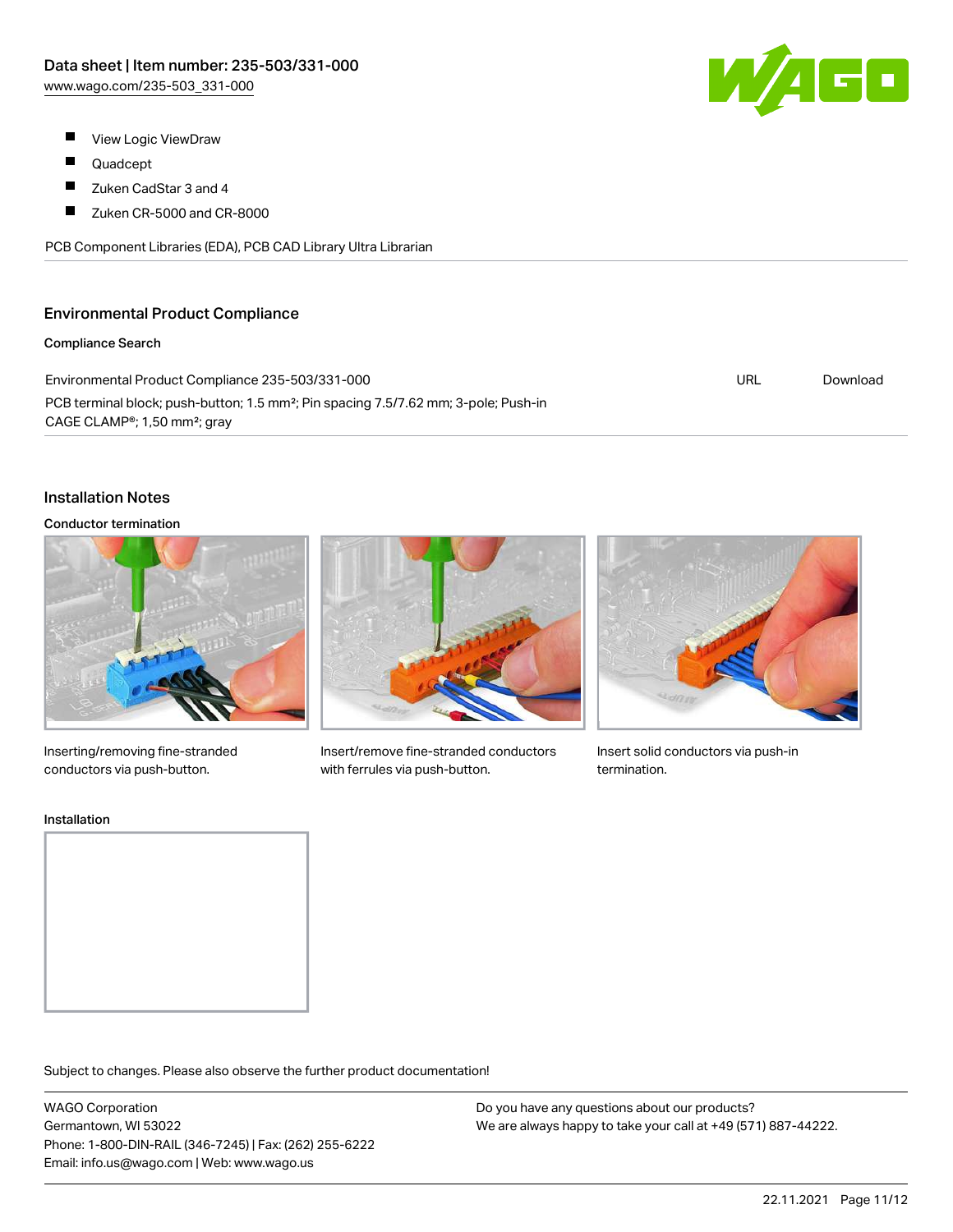- View Logic ViewDraw
- Quadcept
- Zuken CadStar 3 and 4
- Zuken CR-5000 and CR-8000

PCB Component Libraries (EDA), PCB CAD Library Ultra Librarian

## Environmental Product Compliance

### Compliance Search

| | | |
|---|---|---|
| Environmental Product Compliance 235-503/331-000<br>PCB terminal block; push-button; 1.5 mm²; Pin spacing 7.5/7.62 mm; 3-pole; Push-in CAGE CLAMP®; 1,50 mm²; gray | URL | Download |

## Installation Notes

### Conductor termination

Inserting/removing fine-stranded conductors via push-button.

Insert/remove fine-stranded conductors with ferrules via push-button.

Insert solid conductors via push-in termination.

### Installation

Subject to changes. Please also observe the further product documentation!

WAGO Corporation
Germantown, WI 53022
Phone: 1-800-DIN-RAIL (346-7245) | Fax: (262) 255-6222
Email: info.us@wago.com | Web: www.wago.us

Do you have any questions about our products?
We are always happy to take your call at +49 (571) 887-44222.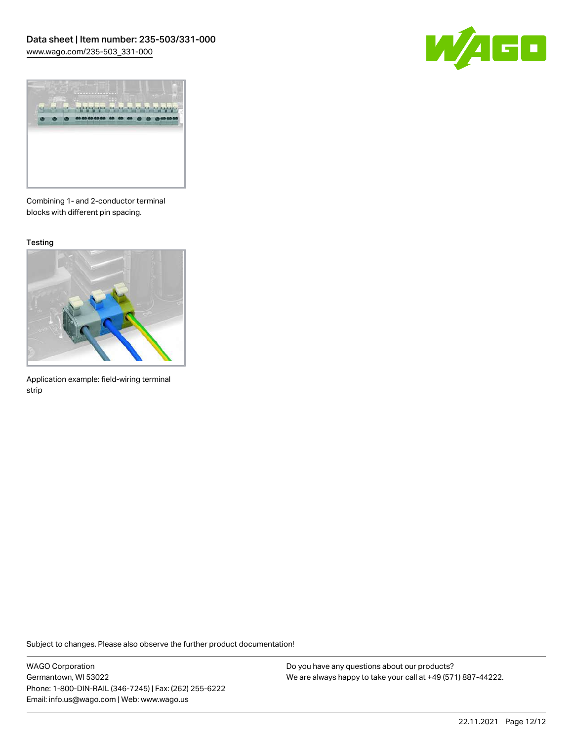Combining 1- and 2-conductor terminal blocks with different pin spacing.

Testing

Application example: field-wiring terminal strip

Subject to changes. Please also observe the further product documentation!

WAGO Corporation
Germantown, WI 53022
Phone: 1-800-DIN-RAIL (346-7245) | Fax: (262) 255-6222
Email: info.us@wago.com | Web: www.wago.us

Do you have any questions about our products?
We are always happy to take your call at +49 (571) 887-44222.